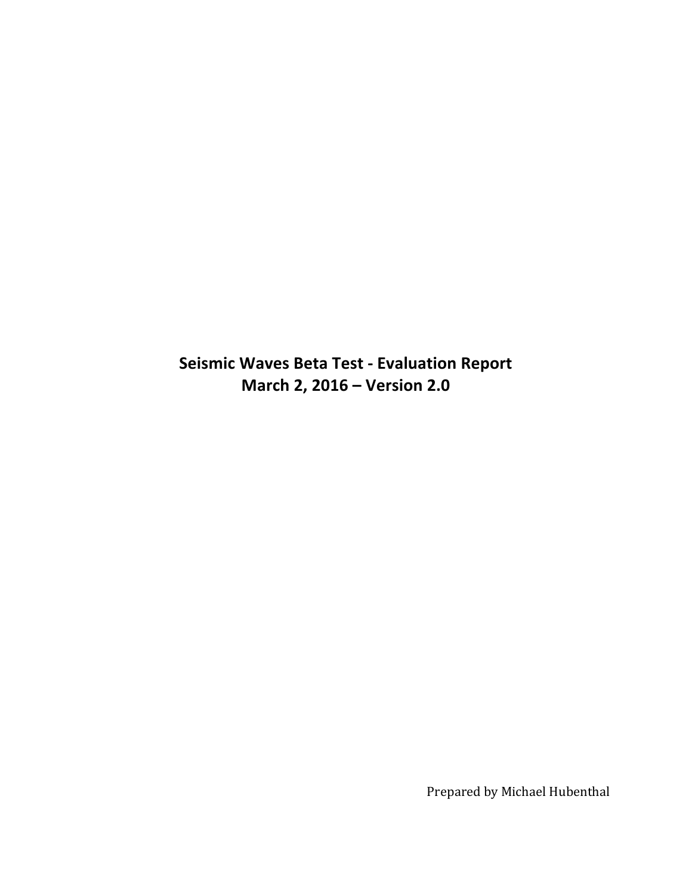# Seismic Waves Beta Test - Evaluation Report
# March 2, 2016 – Version 2.0

Prepared by Michael Hubenthal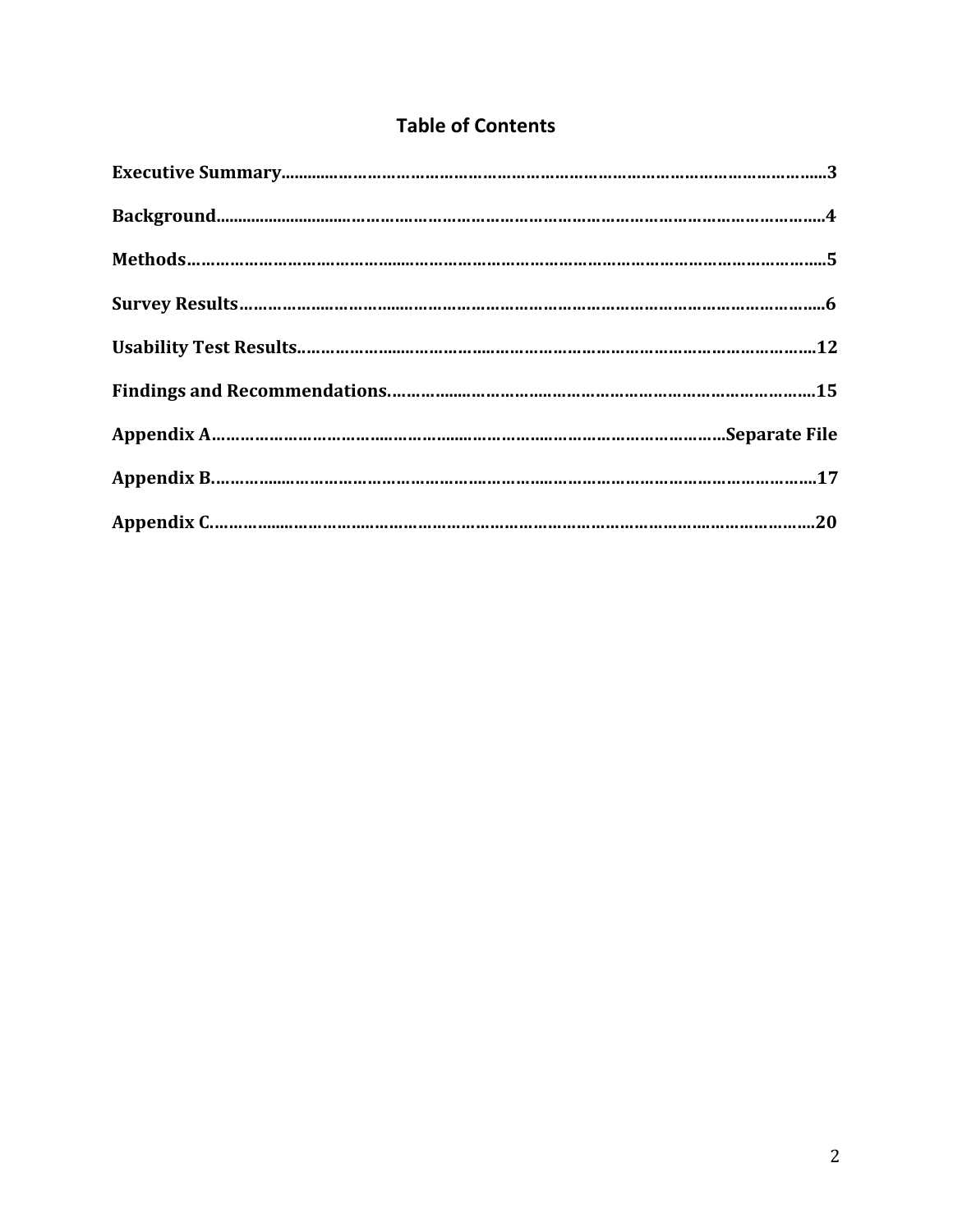# Table of Contents

**Executive Summary**......................................................................................................3

**Background**..................................................................................................................4

**Methods**.......................................................................................................................5

**Survey Results**............................................................................................................6

**Usability Test Results**..............................................................................................12

**Findings and Recommendations**............................................................................15

**Appendix A**.........................................................................................Separate File

**Appendix B**................................................................................................................17

**Appendix C**................................................................................................................20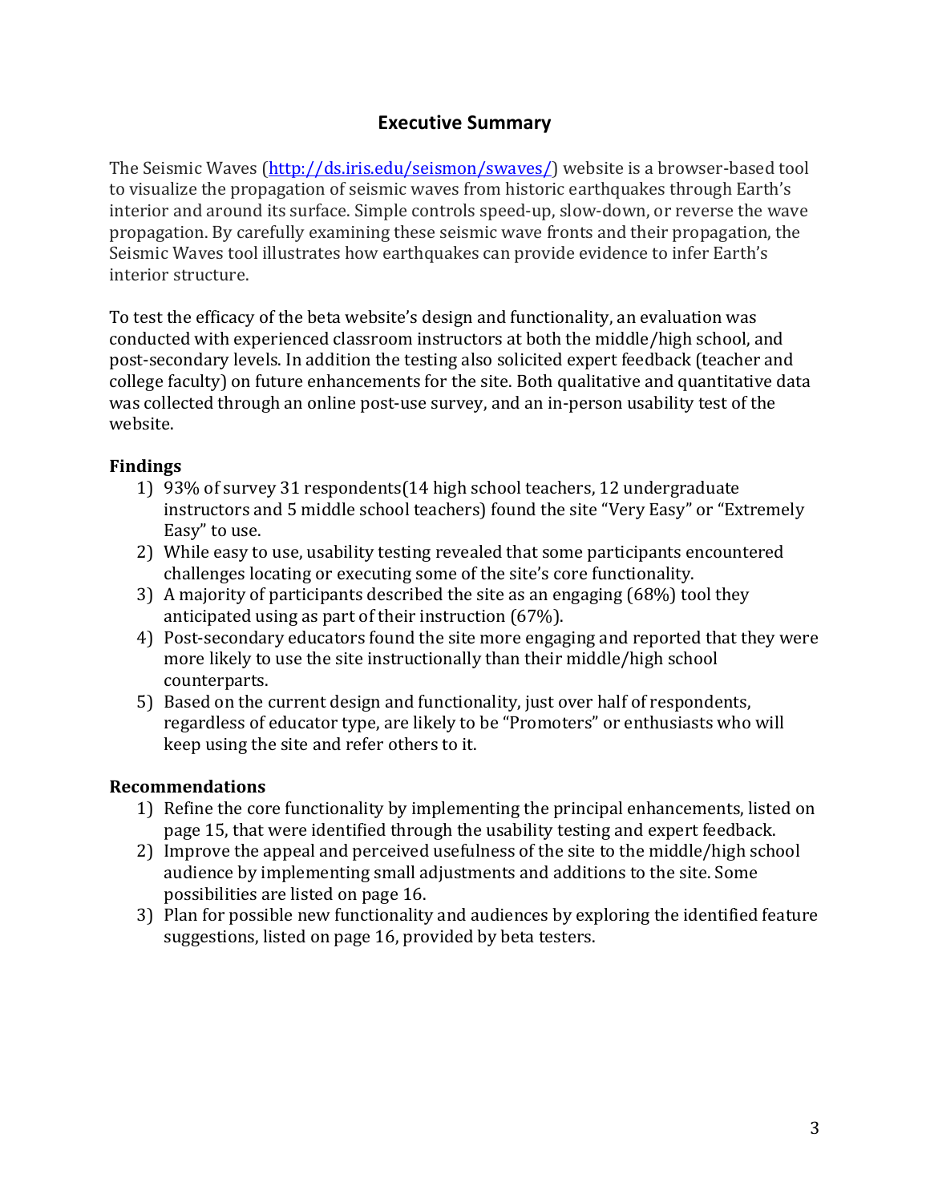## Executive Summary

The Seismic Waves (http://ds.iris.edu/seismon/swaves/) website is a browser-based tool to visualize the propagation of seismic waves from historic earthquakes through Earth's interior and around its surface. Simple controls speed-up, slow-down, or reverse the wave propagation. By carefully examining these seismic wave fronts and their propagation, the Seismic Waves tool illustrates how earthquakes can provide evidence to infer Earth's interior structure.

To test the efficacy of the beta website's design and functionality, an evaluation was conducted with experienced classroom instructors at both the middle/high school, and post-secondary levels. In addition the testing also solicited expert feedback (teacher and college faculty) on future enhancements for the site. Both qualitative and quantitative data was collected through an online post-use survey, and an in-person usability test of the website.

### Findings

1) 93% of survey 31 respondents(14 high school teachers, 12 undergraduate instructors and 5 middle school teachers) found the site "Very Easy" or "Extremely Easy" to use.
2) While easy to use, usability testing revealed that some participants encountered challenges locating or executing some of the site's core functionality.
3) A majority of participants described the site as an engaging (68%) tool they anticipated using as part of their instruction (67%).
4) Post-secondary educators found the site more engaging and reported that they were more likely to use the site instructionally than their middle/high school counterparts.
5) Based on the current design and functionality, just over half of respondents, regardless of educator type, are likely to be "Promoters" or enthusiasts who will keep using the site and refer others to it.

### Recommendations

1) Refine the core functionality by implementing the principal enhancements, listed on page 15, that were identified through the usability testing and expert feedback.
2) Improve the appeal and perceived usefulness of the site to the middle/high school audience by implementing small adjustments and additions to the site. Some possibilities are listed on page 16.
3) Plan for possible new functionality and audiences by exploring the identified feature suggestions, listed on page 16, provided by beta testers.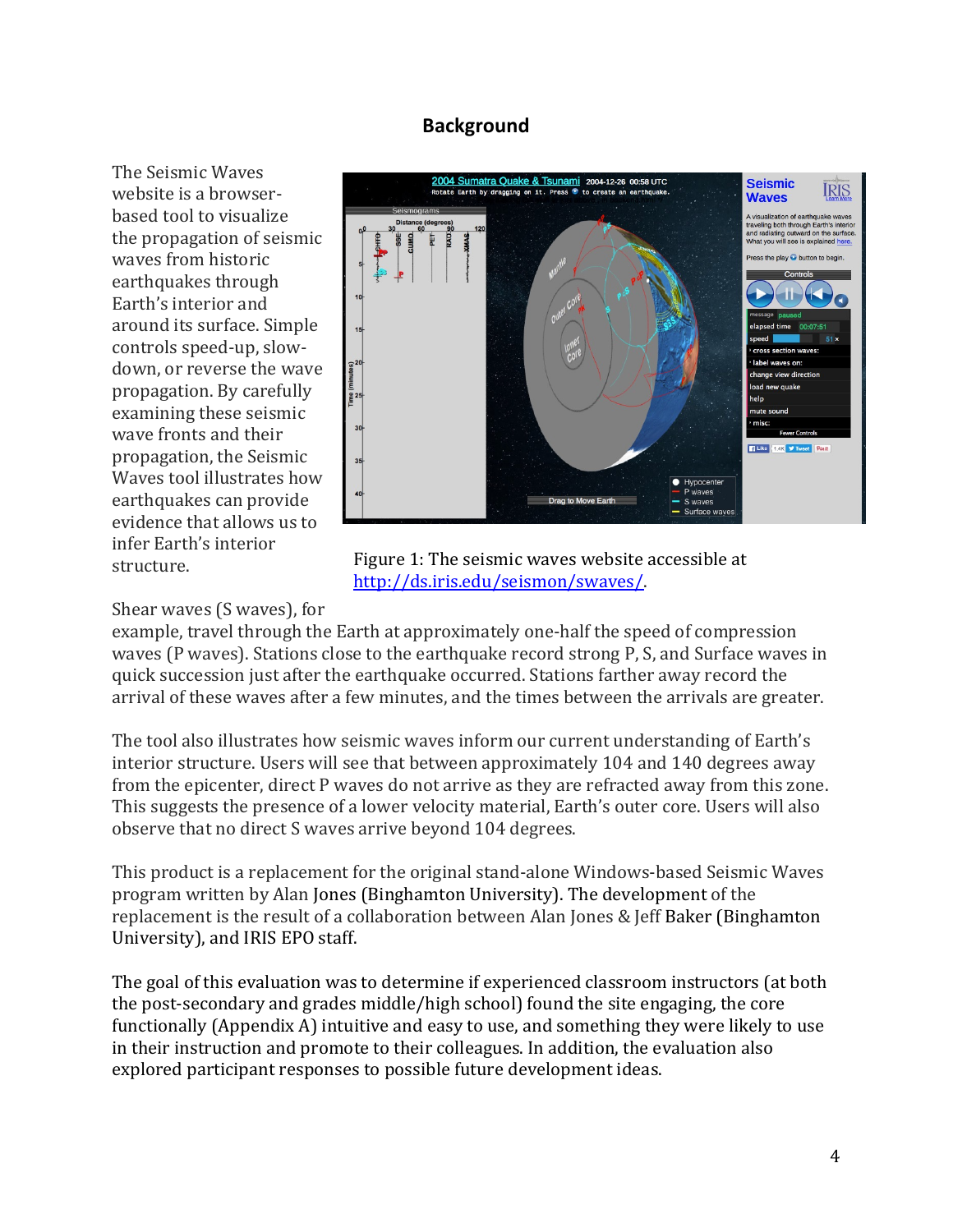## Background

The Seismic Waves website is a browser-based tool to visualize the propagation of seismic waves from historic earthquakes through Earth's interior and around its surface. Simple controls speed-up, slow-down, or reverse the wave propagation. By carefully examining these seismic wave fronts and their propagation, the Seismic Waves tool illustrates how earthquakes can provide evidence that allows us to infer Earth's interior structure.

Figure 1: The seismic waves website accessible at http://ds.iris.edu/seismon/swaves/.

Shear waves (S waves), for example, travel through the Earth at approximately one-half the speed of compression waves (P waves). Stations close to the earthquake record strong P, S, and Surface waves in quick succession just after the earthquake occurred. Stations farther away record the arrival of these waves after a few minutes, and the times between the arrivals are greater.

The tool also illustrates how seismic waves inform our current understanding of Earth's interior structure. Users will see that between approximately 104 and 140 degrees away from the epicenter, direct P waves do not arrive as they are refracted away from this zone. This suggests the presence of a lower velocity material, Earth's outer core. Users will also observe that no direct S waves arrive beyond 104 degrees.

This product is a replacement for the original stand-alone Windows-based Seismic Waves program written by Alan Jones (Binghamton University). The development of the replacement is the result of a collaboration between Alan Jones & Jeff Baker (Binghamton University), and IRIS EPO staff.

The goal of this evaluation was to determine if experienced classroom instructors (at both the post-secondary and grades middle/high school) found the site engaging, the core functionally (Appendix A) intuitive and easy to use, and something they were likely to use in their instruction and promote to their colleagues. In addition, the evaluation also explored participant responses to possible future development ideas.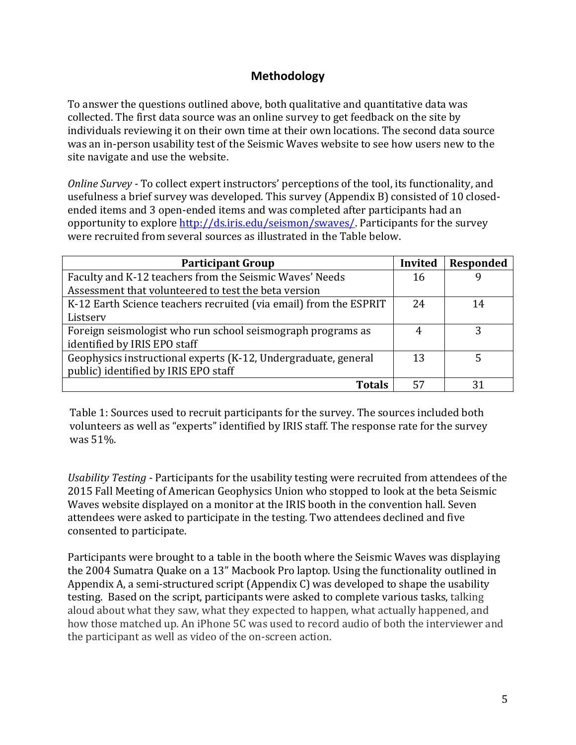## Methodology

To answer the questions outlined above, both qualitative and quantitative data was collected. The first data source was an online survey to get feedback on the site by individuals reviewing it on their own time at their own locations. The second data source was an in-person usability test of the Seismic Waves website to see how users new to the site navigate and use the website.

*Online Survey* - To collect expert instructors' perceptions of the tool, its functionality, and usefulness a brief survey was developed. This survey (Appendix B) consisted of 10 closed-ended items and 3 open-ended items and was completed after participants had an opportunity to explore [http://ds.iris.edu/seismon/swaves/](http://ds.iris.edu/seismon/swaves/). Participants for the survey were recruited from several sources as illustrated in the Table below.

| Participant Group | Invited | Responded |
|---|---|---|
| Faculty and K-12 teachers from the Seismic Waves' Needs Assessment that volunteered to test the beta version | 16 | 9 |
| K-12 Earth Science teachers recruited (via email) from the ESPRIT Listserv | 24 | 14 |
| Foreign seismologist who run school seismograph programs as identified by IRIS EPO staff | 4 | 3 |
| Geophysics instructional experts (K-12, Undergraduate, general public) identified by IRIS EPO staff | 13 | 5 |
| **Totals** | 57 | 31 |

Table 1: Sources used to recruit participants for the survey. The sources included both volunteers as well as "experts" identified by IRIS staff. The response rate for the survey was 51%.

*Usability Testing* - Participants for the usability testing were recruited from attendees of the 2015 Fall Meeting of American Geophysics Union who stopped to look at the beta Seismic Waves website displayed on a monitor at the IRIS booth in the convention hall. Seven attendees were asked to participate in the testing. Two attendees declined and five consented to participate.

Participants were brought to a table in the booth where the Seismic Waves was displaying the 2004 Sumatra Quake on a 13" Macbook Pro laptop. Using the functionality outlined in Appendix A, a semi-structured script (Appendix C) was developed to shape the usability testing. Based on the script, participants were asked to complete various tasks, talking aloud about what they saw, what they expected to happen, what actually happened, and how those matched up. An iPhone 5C was used to record audio of both the interviewer and the participant as well as video of the on-screen action.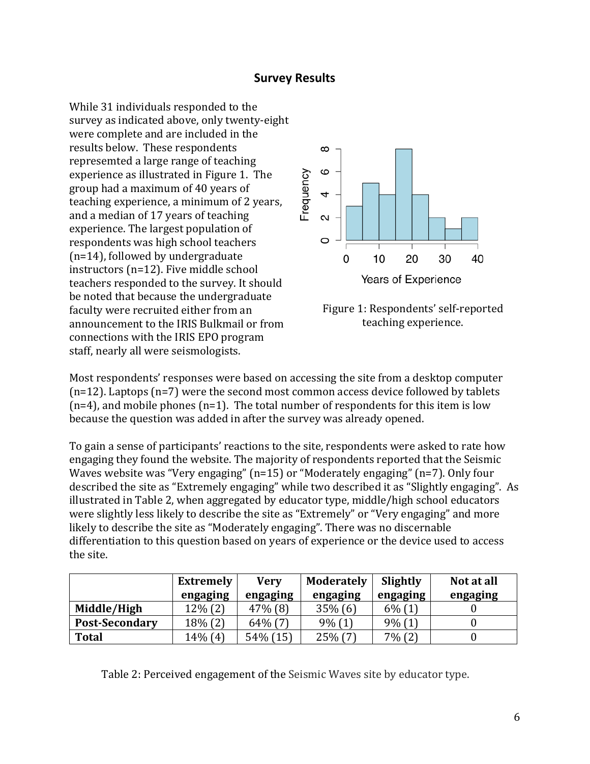## Survey Results

While 31 individuals responded to the survey as indicated above, only twenty-eight were complete and are included in the results below. These respondents represemted a large range of teaching experience as illustrated in Figure 1. The group had a maximum of 40 years of teaching experience, a minimum of 2 years, and a median of 17 years of teaching experience. The largest population of respondents was high school teachers (n=14), followed by undergraduate instructors (n=12). Five middle school teachers responded to the survey. It should be noted that because the undergraduate faculty were recruited either from an announcement to the IRIS Bulkmail or from connections with the IRIS EPO program staff, nearly all were seismologists.

Figure 1: Respondents' self-reported teaching experience.

Most respondents' responses were based on accessing the site from a desktop computer (n=12). Laptops (n=7) were the second most common access device followed by tablets (n=4), and mobile phones (n=1). The total number of respondents for this item is low because the question was added in after the survey was already opened.

To gain a sense of participants' reactions to the site, respondents were asked to rate how engaging they found the website. The majority of respondents reported that the Seismic Waves website was "Very engaging" (n=15) or "Moderately engaging" (n=7). Only four described the site as "Extremely engaging" while two described it as "Slightly engaging". As illustrated in Table 2, when aggregated by educator type, middle/high school educators were slightly less likely to describe the site as "Extremely" or "Very engaging" and more likely to describe the site as "Moderately engaging". There was no discernable differentiation to this question based on years of experience or the device used to access the site.

| | Extremely engaging | Very engaging | Moderately engaging | Slightly engaging | Not at all engaging |
|---|---|---|---|---|---|
| **Middle/High** | 12% (2) | 47% (8) | 35% (6) | 6% (1) | 0 |
| **Post-Secondary** | 18% (2) | 64% (7) | 9% (1) | 9% (1) | 0 |
| **Total** | 14% (4) | 54% (15) | 25% (7) | 7% (2) | 0 |

Table 2: Perceived engagement of the Seismic Waves site by educator type.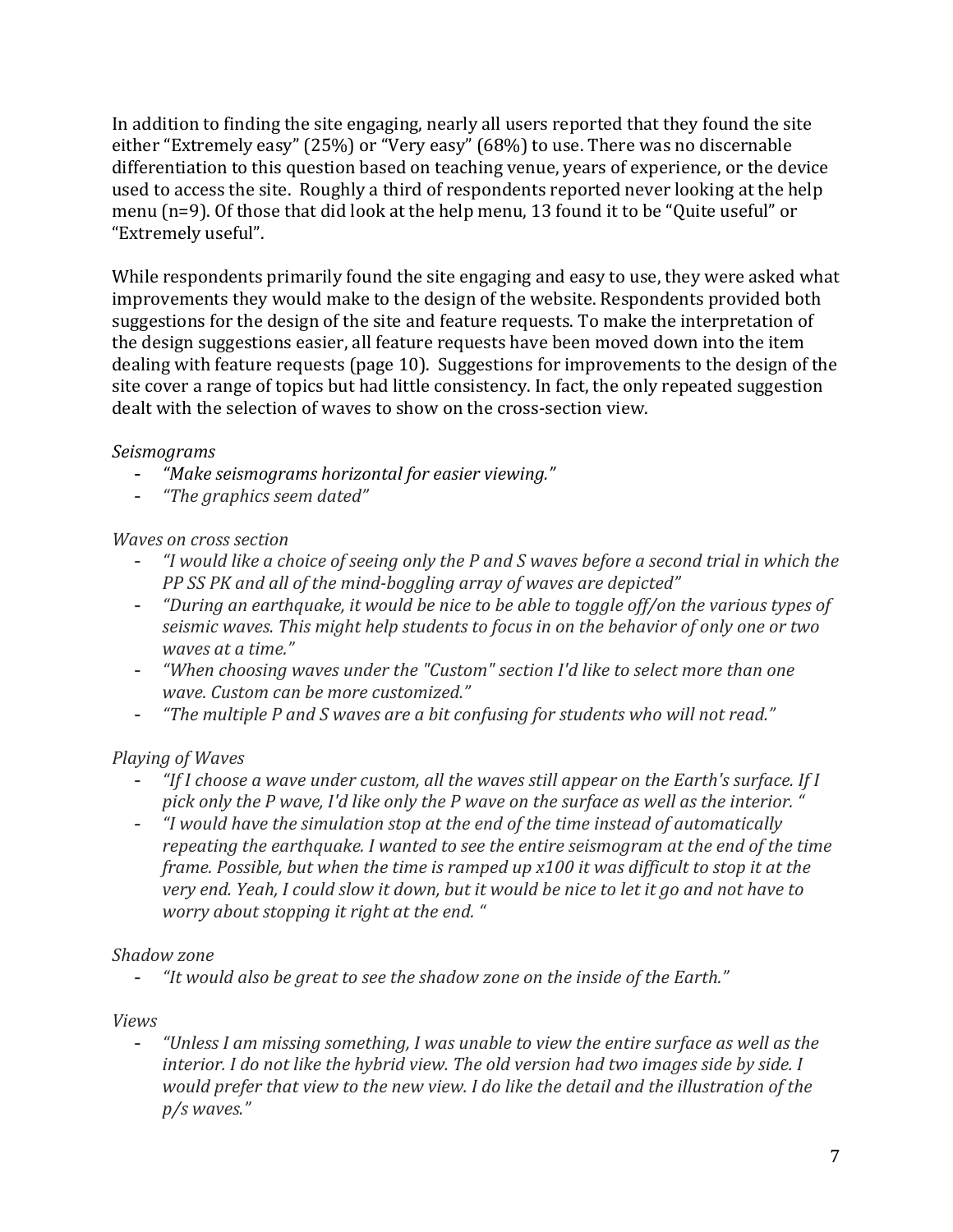In addition to finding the site engaging, nearly all users reported that they found the site either "Extremely easy" (25%) or "Very easy" (68%) to use. There was no discernable differentiation to this question based on teaching venue, years of experience, or the device used to access the site. Roughly a third of respondents reported never looking at the help menu (n=9). Of those that did look at the help menu, 13 found it to be "Quite useful" or "Extremely useful".

While respondents primarily found the site engaging and easy to use, they were asked what improvements they would make to the design of the website. Respondents provided both suggestions for the design of the site and feature requests. To make the interpretation of the design suggestions easier, all feature requests have been moved down into the item dealing with feature requests (page 10). Suggestions for improvements to the design of the site cover a range of topics but had little consistency. In fact, the only repeated suggestion dealt with the selection of waves to show on the cross-section view.

*Seismograms*

- *"Make seismograms horizontal for easier viewing."*
- *"The graphics seem dated"*

*Waves on cross section*

- *"I would like a choice of seeing only the P and S waves before a second trial in which the PP SS PK and all of the mind-boggling array of waves are depicted"*
- *"During an earthquake, it would be nice to be able to toggle off/on the various types of seismic waves. This might help students to focus in on the behavior of only one or two waves at a time."*
- *"When choosing waves under the "Custom" section I'd like to select more than one wave. Custom can be more customized."*
- *"The multiple P and S waves are a bit confusing for students who will not read."*

*Playing of Waves*

- *"If I choose a wave under custom, all the waves still appear on the Earth's surface. If I pick only the P wave, I'd like only the P wave on the surface as well as the interior. "*
- *"I would have the simulation stop at the end of the time instead of automatically repeating the earthquake. I wanted to see the entire seismogram at the end of the time frame. Possible, but when the time is ramped up x100 it was difficult to stop it at the very end. Yeah, I could slow it down, but it would be nice to let it go and not have to worry about stopping it right at the end. "*

*Shadow zone*

- *"It would also be great to see the shadow zone on the inside of the Earth."*

*Views*

- *"Unless I am missing something, I was unable to view the entire surface as well as the interior. I do not like the hybrid view. The old version had two images side by side. I would prefer that view to the new view. I do like the detail and the illustration of the p/s waves."*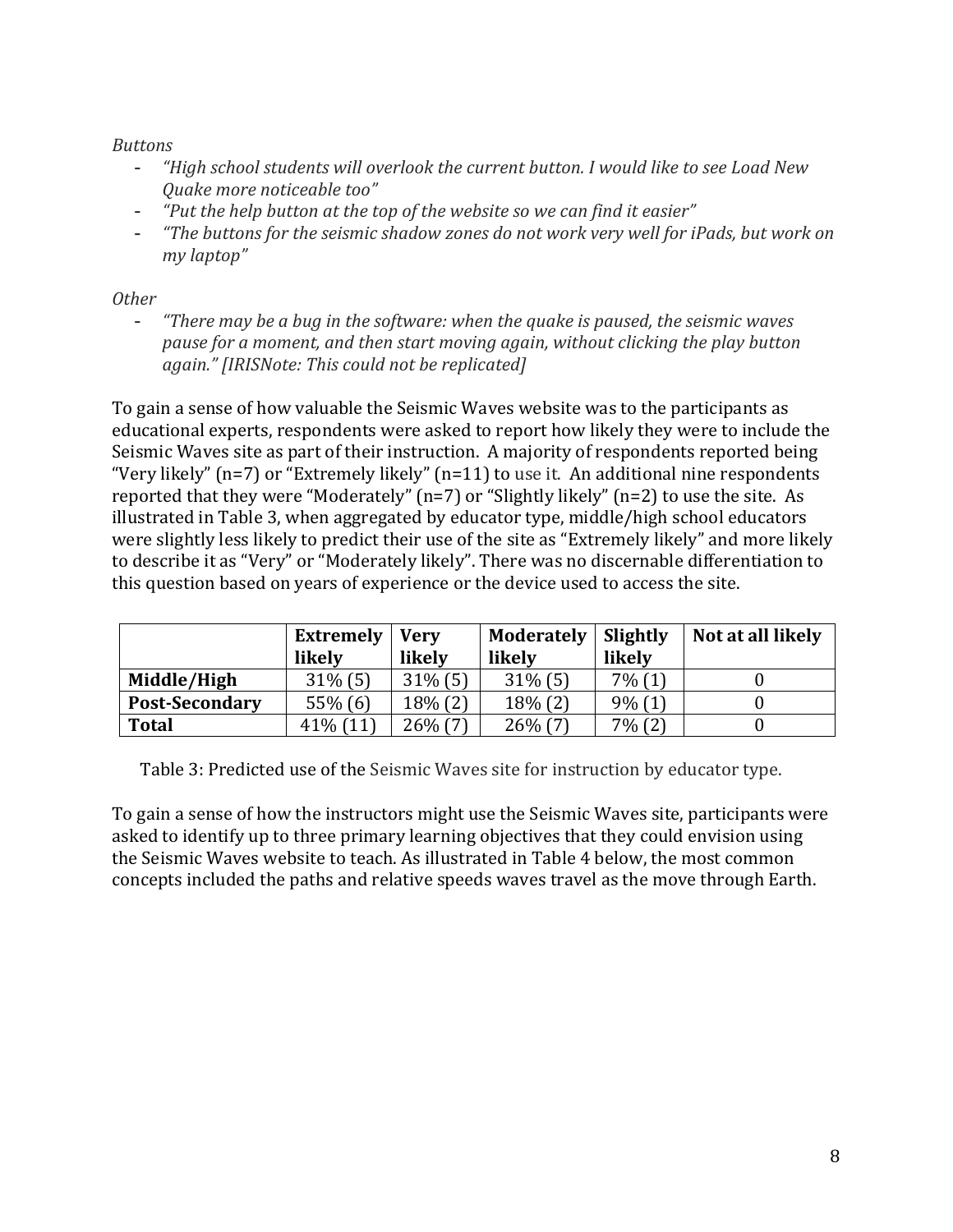*Buttons*

- *"High school students will overlook the current button. I would like to see Load New Quake more noticeable too"*
- *"Put the help button at the top of the website so we can find it easier"*
- *"The buttons for the seismic shadow zones do not work very well for iPads, but work on my laptop"*

*Other*

- *"There may be a bug in the software: when the quake is paused, the seismic waves pause for a moment, and then start moving again, without clicking the play button again." [IRISNote: This could not be replicated]*

To gain a sense of how valuable the Seismic Waves website was to the participants as educational experts, respondents were asked to report how likely they were to include the Seismic Waves site as part of their instruction. A majority of respondents reported being "Very likely" (n=7) or "Extremely likely" (n=11) to use it. An additional nine respondents reported that they were "Moderately" (n=7) or "Slightly likely" (n=2) to use the site. As illustrated in Table 3, when aggregated by educator type, middle/high school educators were slightly less likely to predict their use of the site as "Extremely likely" and more likely to describe it as "Very" or "Moderately likely". There was no discernable differentiation to this question based on years of experience or the device used to access the site.

| | **Extremely likely** | **Very likely** | **Moderately likely** | **Slightly likely** | **Not at all likely** |
|---|---|---|---|---|---|
| **Middle/High** | 31% (5) | 31% (5) | 31% (5) | 7% (1) | 0 |
| **Post-Secondary** | 55% (6) | 18% (2) | 18% (2) | 9% (1) | 0 |
| **Total** | 41% (11) | 26% (7) | 26% (7) | 7% (2) | 0 |

Table 3: Predicted use of the Seismic Waves site for instruction by educator type.

To gain a sense of how the instructors might use the Seismic Waves site, participants were asked to identify up to three primary learning objectives that they could envision using the Seismic Waves website to teach. As illustrated in Table 4 below, the most common concepts included the paths and relative speeds waves travel as the move through Earth.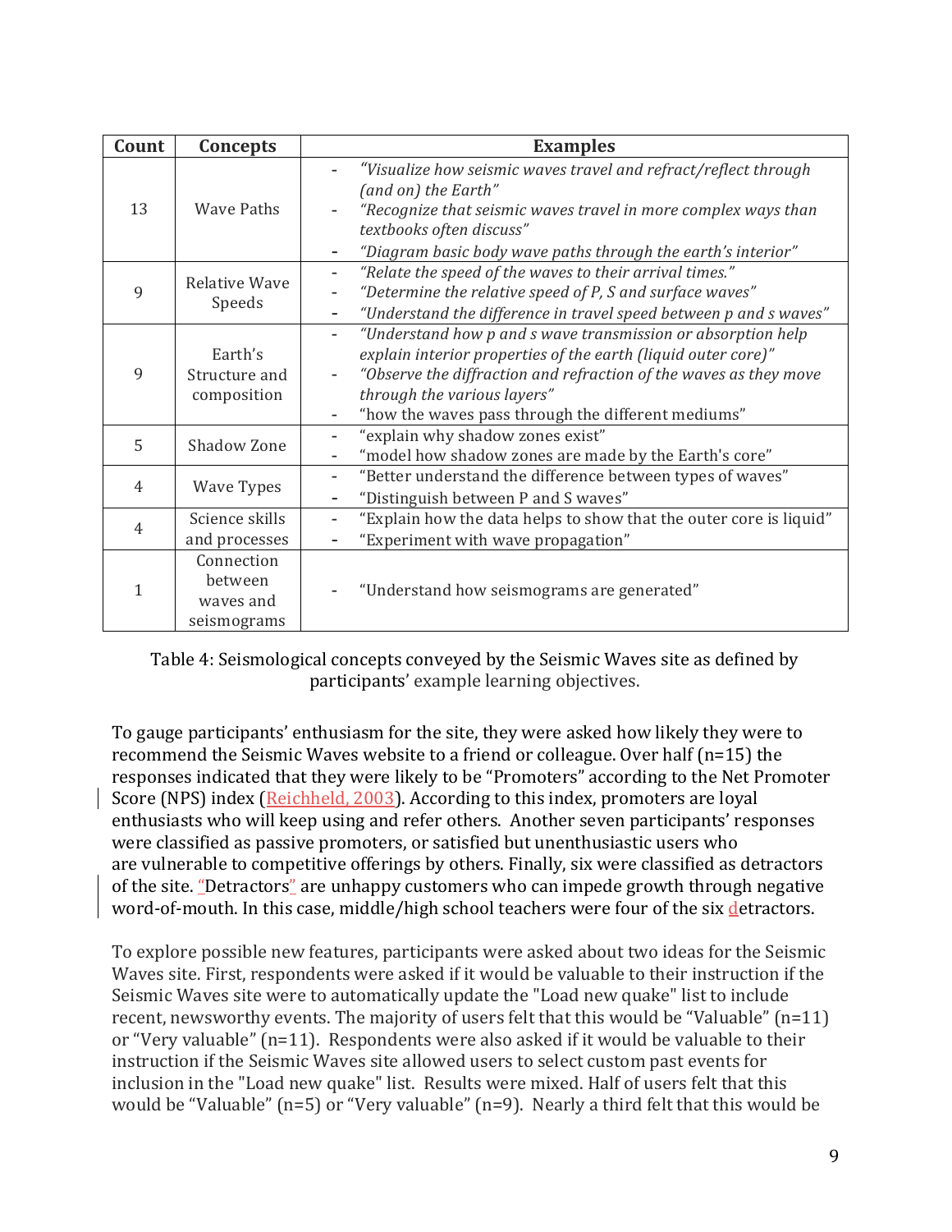| Count | Concepts | Examples |
|---|---|---|
| 13 | Wave Paths | - *"Visualize how seismic waves travel and refract/reflect through (and on) the Earth"*<br>- *"Recognize that seismic waves travel in more complex ways than textbooks often discuss"*<br>- *"Diagram basic body wave paths through the earth's interior"* |
| 9 | Relative Wave Speeds | - *"Relate the speed of the waves to their arrival times."*<br>- *"Determine the relative speed of P, S and surface waves"*<br>- *"Understand the difference in travel speed between p and s waves"* |
| 9 | Earth's Structure and composition | - *"Understand how p and s wave transmission or absorption help explain interior properties of the earth (liquid outer core)"*<br>- *"Observe the diffraction and refraction of the waves as they move through the various layers"*<br>- "how the waves pass through the different mediums" |
| 5 | Shadow Zone | - "explain why shadow zones exist"<br>- "model how shadow zones are made by the Earth's core" |
| 4 | Wave Types | - "Better understand the difference between types of waves"<br>- "Distinguish between P and S waves" |
| 4 | Science skills and processes | - "Explain how the data helps to show that the outer core is liquid"<br>- "Experiment with wave propagation" |
| 1 | Connection between waves and seismograms | - "Understand how seismograms are generated" |

Table 4: Seismological concepts conveyed by the Seismic Waves site as defined by participants' example learning objectives.

To gauge participants' enthusiasm for the site, they were asked how likely they were to recommend the Seismic Waves website to a friend or colleague. Over half (n=15) the responses indicated that they were likely to be "Promoters" according to the Net Promoter Score (NPS) index (Reichheld, 2003). According to this index, promoters are loyal enthusiasts who will keep using and refer others. Another seven participants' responses were classified as passive promoters, or satisfied but unenthusiastic users who are vulnerable to competitive offerings by others. Finally, six were classified as detractors of the site. "Detractors" are unhappy customers who can impede growth through negative word-of-mouth. In this case, middle/high school teachers were four of the six detractors.

To explore possible new features, participants were asked about two ideas for the Seismic Waves site. First, respondents were asked if it would be valuable to their instruction if the Seismic Waves site were to automatically update the "Load new quake" list to include recent, newsworthy events. The majority of users felt that this would be "Valuable" (n=11) or "Very valuable" (n=11). Respondents were also asked if it would be valuable to their instruction if the Seismic Waves site allowed users to select custom past events for inclusion in the "Load new quake" list. Results were mixed. Half of users felt that this would be "Valuable" (n=5) or "Very valuable" (n=9). Nearly a third felt that this would be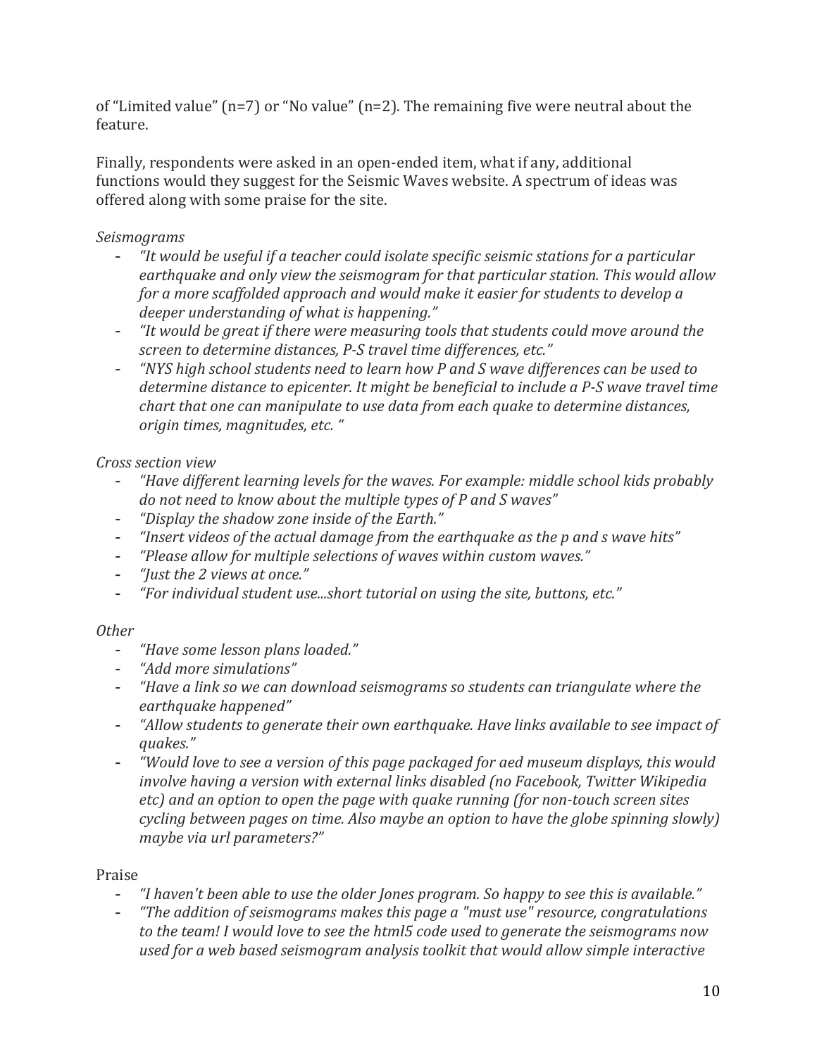of "Limited value" (n=7) or "No value" (n=2). The remaining five were neutral about the feature.

Finally, respondents were asked in an open-ended item, what if any, additional functions would they suggest for the Seismic Waves website. A spectrum of ideas was offered along with some praise for the site.

*Seismograms*

- *"It would be useful if a teacher could isolate specific seismic stations for a particular earthquake and only view the seismogram for that particular station. This would allow for a more scaffolded approach and would make it easier for students to develop a deeper understanding of what is happening."*
- *"It would be great if there were measuring tools that students could move around the screen to determine distances, P-S travel time differences, etc."*
- *"NYS high school students need to learn how P and S wave differences can be used to determine distance to epicenter. It might be beneficial to include a P-S wave travel time chart that one can manipulate to use data from each quake to determine distances, origin times, magnitudes, etc. "*

*Cross section view*

- *"Have different learning levels for the waves. For example: middle school kids probably do not need to know about the multiple types of P and S waves"*
- *"Display the shadow zone inside of the Earth."*
- *"Insert videos of the actual damage from the earthquake as the p and s wave hits"*
- *"Please allow for multiple selections of waves within custom waves."*
- *"Just the 2 views at once."*
- *"For individual student use...short tutorial on using the site, buttons, etc."*

*Other*

- *"Have some lesson plans loaded."*
- *"Add more simulations"*
- *"Have a link so we can download seismograms so students can triangulate where the earthquake happened"*
- *"Allow students to generate their own earthquake. Have links available to see impact of quakes."*
- *"Would love to see a version of this page packaged for aed museum displays, this would involve having a version with external links disabled (no Facebook, Twitter Wikipedia etc) and an option to open the page with quake running (for non-touch screen sites cycling between pages on time. Also maybe an option to have the globe spinning slowly) maybe via url parameters?"*

Praise

- *"I haven't been able to use the older Jones program. So happy to see this is available."*
- *"The addition of seismograms makes this page a "must use" resource, congratulations to the team! I would love to see the html5 code used to generate the seismograms now used for a web based seismogram analysis toolkit that would allow simple interactive*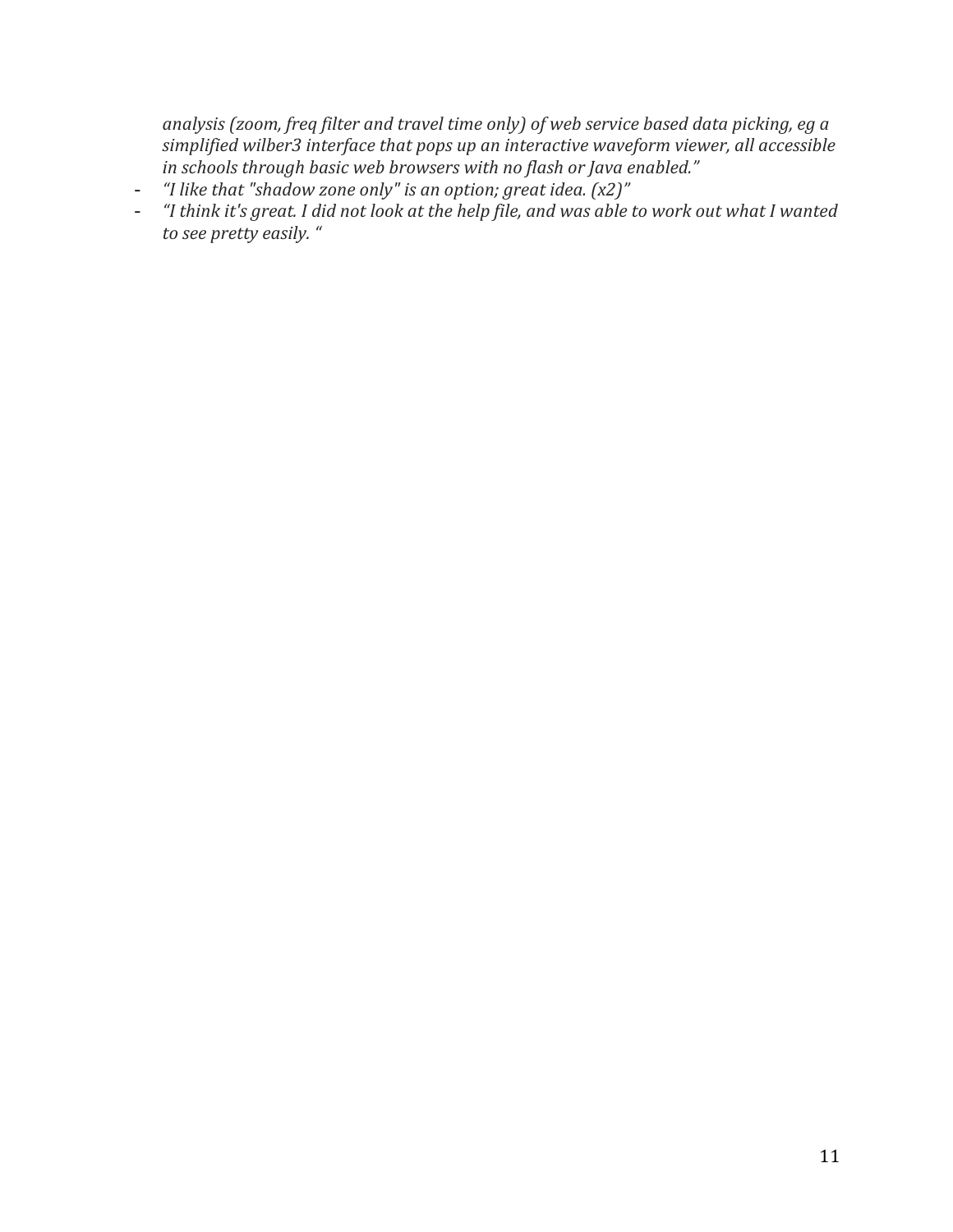*analysis (zoom, freq filter and travel time only) of web service based data picking, eg a simplified wilber3 interface that pops up an interactive waveform viewer, all accessible in schools through basic web browsers with no flash or Java enabled."*

- *"I like that "shadow zone only" is an option; great idea. (x2)"*
- *"I think it's great. I did not look at the help file, and was able to work out what I wanted to see pretty easily. "*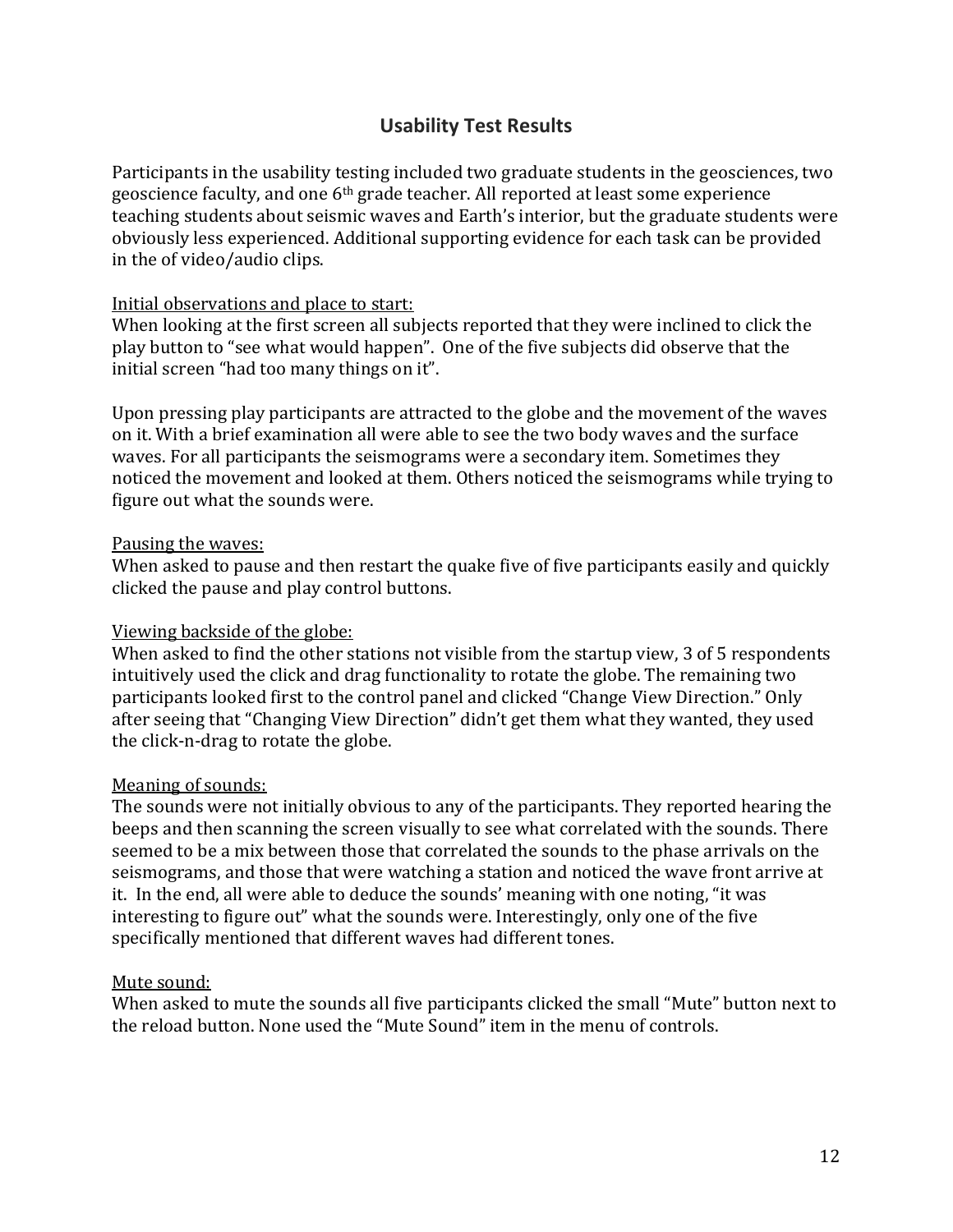## Usability Test Results

Participants in the usability testing included two graduate students in the geosciences, two geoscience faculty, and one 6th grade teacher. All reported at least some experience teaching students about seismic waves and Earth's interior, but the graduate students were obviously less experienced. Additional supporting evidence for each task can be provided in the of video/audio clips.

<u>Initial observations and place to start:</u>
When looking at the first screen all subjects reported that they were inclined to click the play button to "see what would happen". One of the five subjects did observe that the initial screen "had too many things on it".

Upon pressing play participants are attracted to the globe and the movement of the waves on it. With a brief examination all were able to see the two body waves and the surface waves. For all participants the seismograms were a secondary item. Sometimes they noticed the movement and looked at them. Others noticed the seismograms while trying to figure out what the sounds were.

<u>Pausing the waves:</u>
When asked to pause and then restart the quake five of five participants easily and quickly clicked the pause and play control buttons.

<u>Viewing backside of the globe:</u>
When asked to find the other stations not visible from the startup view, 3 of 5 respondents intuitively used the click and drag functionality to rotate the globe. The remaining two participants looked first to the control panel and clicked "Change View Direction." Only after seeing that "Changing View Direction" didn't get them what they wanted, they used the click-n-drag to rotate the globe.

<u>Meaning of sounds:</u>
The sounds were not initially obvious to any of the participants. They reported hearing the beeps and then scanning the screen visually to see what correlated with the sounds. There seemed to be a mix between those that correlated the sounds to the phase arrivals on the seismograms, and those that were watching a station and noticed the wave front arrive at it. In the end, all were able to deduce the sounds' meaning with one noting, "it was interesting to figure out" what the sounds were. Interestingly, only one of the five specifically mentioned that different waves had different tones.

<u>Mute sound:</u>
When asked to mute the sounds all five participants clicked the small "Mute" button next to the reload button. None used the "Mute Sound" item in the menu of controls.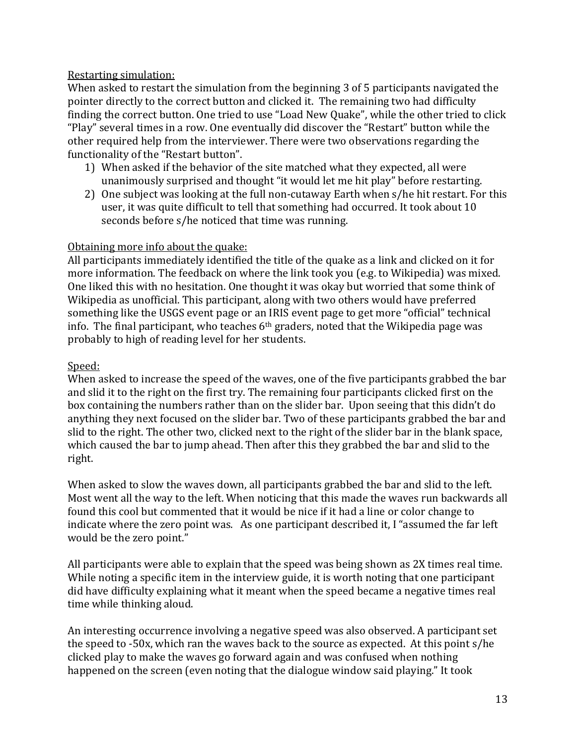<u>Restarting simulation:</u>
When asked to restart the simulation from the beginning 3 of 5 participants navigated the pointer directly to the correct button and clicked it. The remaining two had difficulty finding the correct button. One tried to use "Load New Quake", while the other tried to click "Play" several times in a row. One eventually did discover the "Restart" button while the other required help from the interviewer. There were two observations regarding the functionality of the "Restart button".

1) When asked if the behavior of the site matched what they expected, all were unanimously surprised and thought "it would let me hit play" before restarting.
2) One subject was looking at the full non-cutaway Earth when s/he hit restart. For this user, it was quite difficult to tell that something had occurred. It took about 10 seconds before s/he noticed that time was running.

<u>Obtaining more info about the quake:</u>
All participants immediately identified the title of the quake as a link and clicked on it for more information. The feedback on where the link took you (e.g. to Wikipedia) was mixed. One liked this with no hesitation. One thought it was okay but worried that some think of Wikipedia as unofficial. This participant, along with two others would have preferred something like the USGS event page or an IRIS event page to get more "official" technical info. The final participant, who teaches 6th graders, noted that the Wikipedia page was probably to high of reading level for her students.

<u>Speed:</u>
When asked to increase the speed of the waves, one of the five participants grabbed the bar and slid it to the right on the first try. The remaining four participants clicked first on the box containing the numbers rather than on the slider bar. Upon seeing that this didn't do anything they next focused on the slider bar. Two of these participants grabbed the bar and slid to the right. The other two, clicked next to the right of the slider bar in the blank space, which caused the bar to jump ahead. Then after this they grabbed the bar and slid to the right.

When asked to slow the waves down, all participants grabbed the bar and slid to the left. Most went all the way to the left. When noticing that this made the waves run backwards all found this cool but commented that it would be nice if it had a line or color change to indicate where the zero point was. As one participant described it, I "assumed the far left would be the zero point."

All participants were able to explain that the speed was being shown as 2X times real time. While noting a specific item in the interview guide, it is worth noting that one participant did have difficulty explaining what it meant when the speed became a negative times real time while thinking aloud.

An interesting occurrence involving a negative speed was also observed. A participant set the speed to -50x, which ran the waves back to the source as expected. At this point s/he clicked play to make the waves go forward again and was confused when nothing happened on the screen (even noting that the dialogue window said playing." It took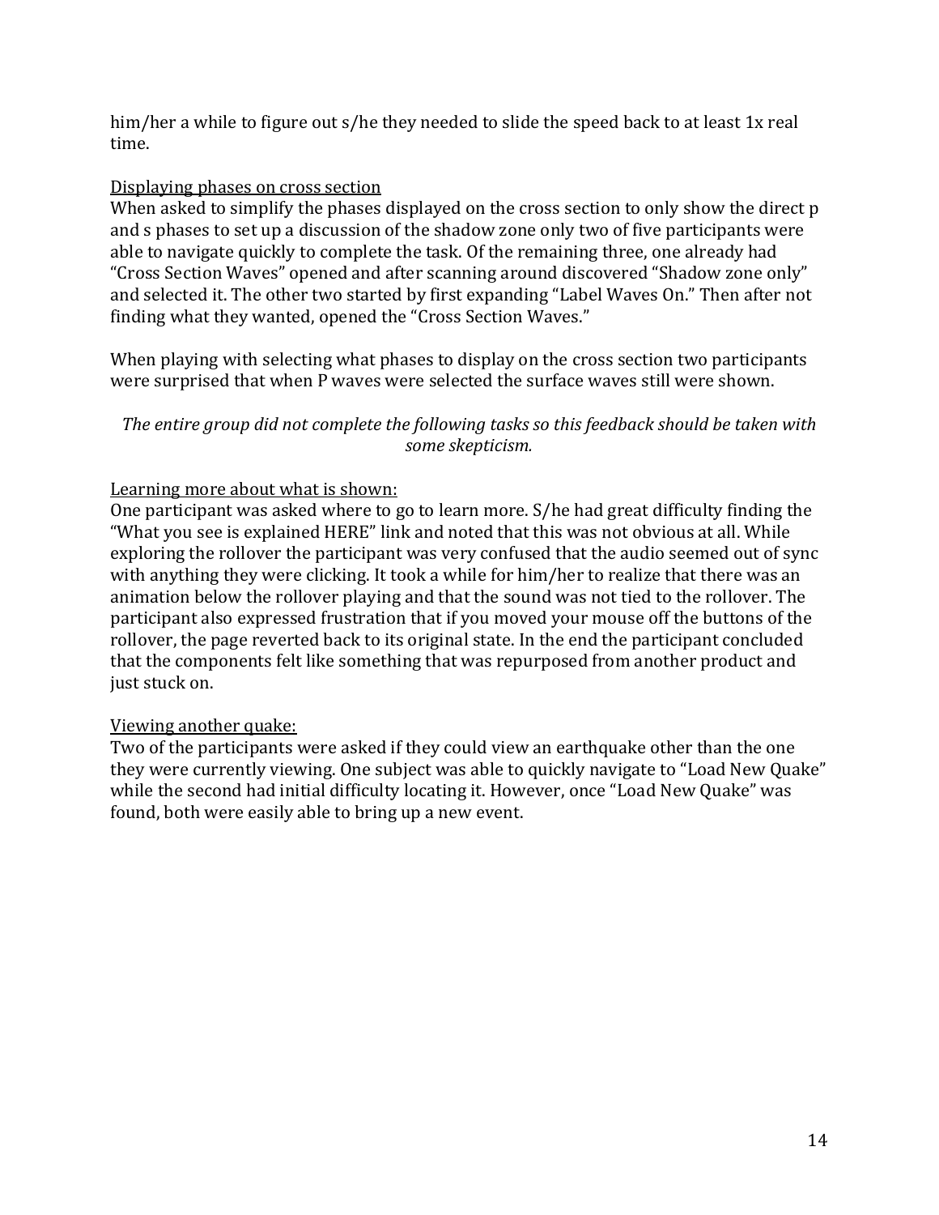him/her a while to figure out s/he they needed to slide the speed back to at least 1x real time.

<u>Displaying phases on cross section</u>

When asked to simplify the phases displayed on the cross section to only show the direct p and s phases to set up a discussion of the shadow zone only two of five participants were able to navigate quickly to complete the task. Of the remaining three, one already had “Cross Section Waves” opened and after scanning around discovered “Shadow zone only” and selected it. The other two started by first expanding “Label Waves On.” Then after not finding what they wanted, opened the “Cross Section Waves.”

When playing with selecting what phases to display on the cross section two participants were surprised that when P waves were selected the surface waves still were shown.

*The entire group did not complete the following tasks so this feedback should be taken with some skepticism.*

<u>Learning more about what is shown:</u>

One participant was asked where to go to learn more. S/he had great difficulty finding the “What you see is explained HERE” link and noted that this was not obvious at all. While exploring the rollover the participant was very confused that the audio seemed out of sync with anything they were clicking. It took a while for him/her to realize that there was an animation below the rollover playing and that the sound was not tied to the rollover. The participant also expressed frustration that if you moved your mouse off the buttons of the rollover, the page reverted back to its original state. In the end the participant concluded that the components felt like something that was repurposed from another product and just stuck on.

<u>Viewing another quake:</u>

Two of the participants were asked if they could view an earthquake other than the one they were currently viewing. One subject was able to quickly navigate to “Load New Quake” while the second had initial difficulty locating it. However, once “Load New Quake” was found, both were easily able to bring up a new event.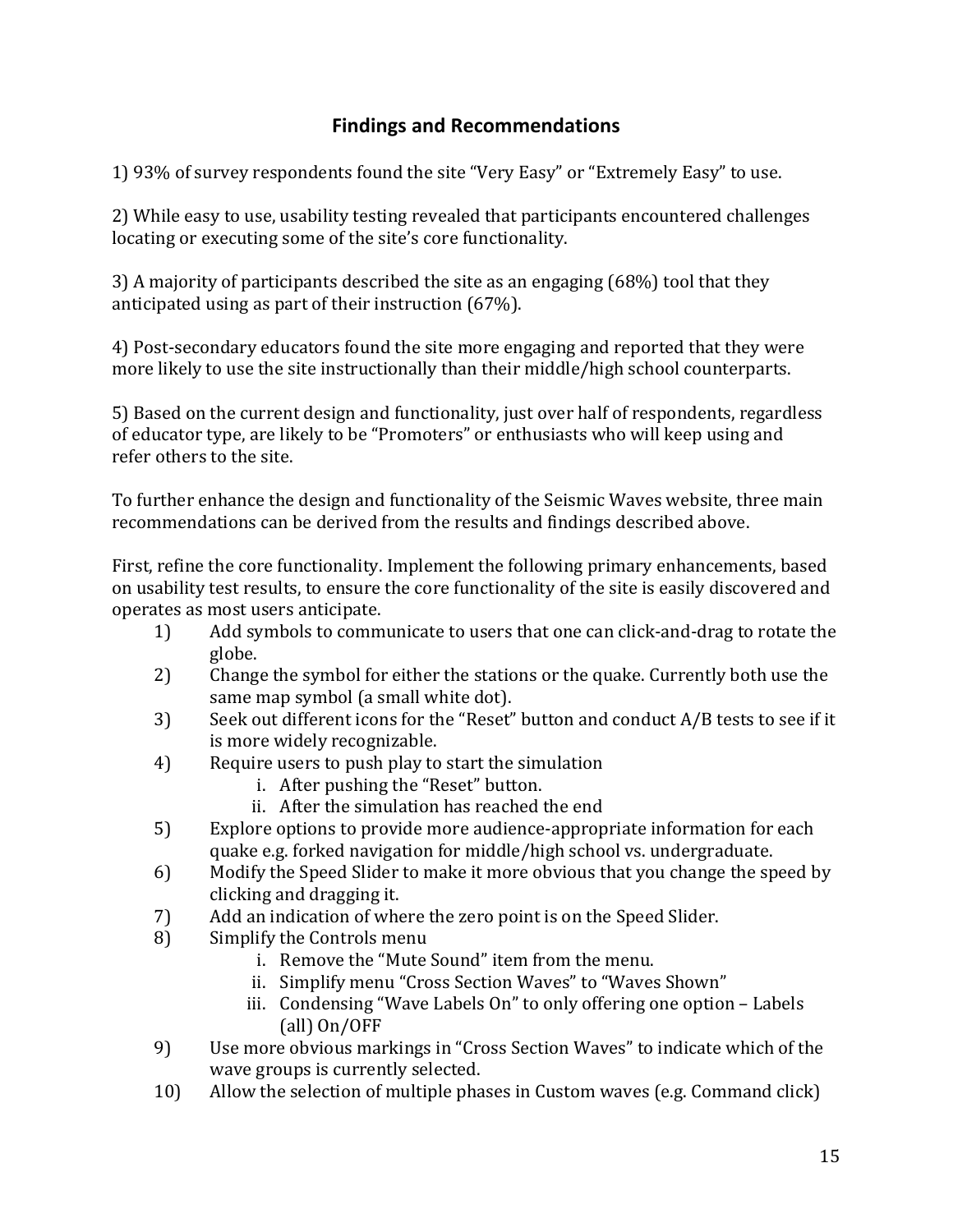## Findings and Recommendations

1) 93% of survey respondents found the site "Very Easy" or "Extremely Easy" to use.

2) While easy to use, usability testing revealed that participants encountered challenges locating or executing some of the site's core functionality.

3) A majority of participants described the site as an engaging (68%) tool that they anticipated using as part of their instruction (67%).

4) Post-secondary educators found the site more engaging and reported that they were more likely to use the site instructionally than their middle/high school counterparts.

5) Based on the current design and functionality, just over half of respondents, regardless of educator type, are likely to be "Promoters" or enthusiasts who will keep using and refer others to the site.

To further enhance the design and functionality of the Seismic Waves website, three main recommendations can be derived from the results and findings described above.

First, refine the core functionality. Implement the following primary enhancements, based on usability test results, to ensure the core functionality of the site is easily discovered and operates as most users anticipate.

1) Add symbols to communicate to users that one can click-and-drag to rotate the globe.
2) Change the symbol for either the stations or the quake. Currently both use the same map symbol (a small white dot).
3) Seek out different icons for the "Reset" button and conduct A/B tests to see if it is more widely recognizable.
4) Require users to push play to start the simulation
   i. After pushing the "Reset" button.
   ii. After the simulation has reached the end
5) Explore options to provide more audience-appropriate information for each quake e.g. forked navigation for middle/high school vs. undergraduate.
6) Modify the Speed Slider to make it more obvious that you change the speed by clicking and dragging it.
7) Add an indication of where the zero point is on the Speed Slider.
8) Simplify the Controls menu
   i. Remove the "Mute Sound" item from the menu.
   ii. Simplify menu "Cross Section Waves" to "Waves Shown"
   iii. Condensing "Wave Labels On" to only offering one option – Labels (all) On/OFF
9) Use more obvious markings in "Cross Section Waves" to indicate which of the wave groups is currently selected.
10) Allow the selection of multiple phases in Custom waves (e.g. Command click)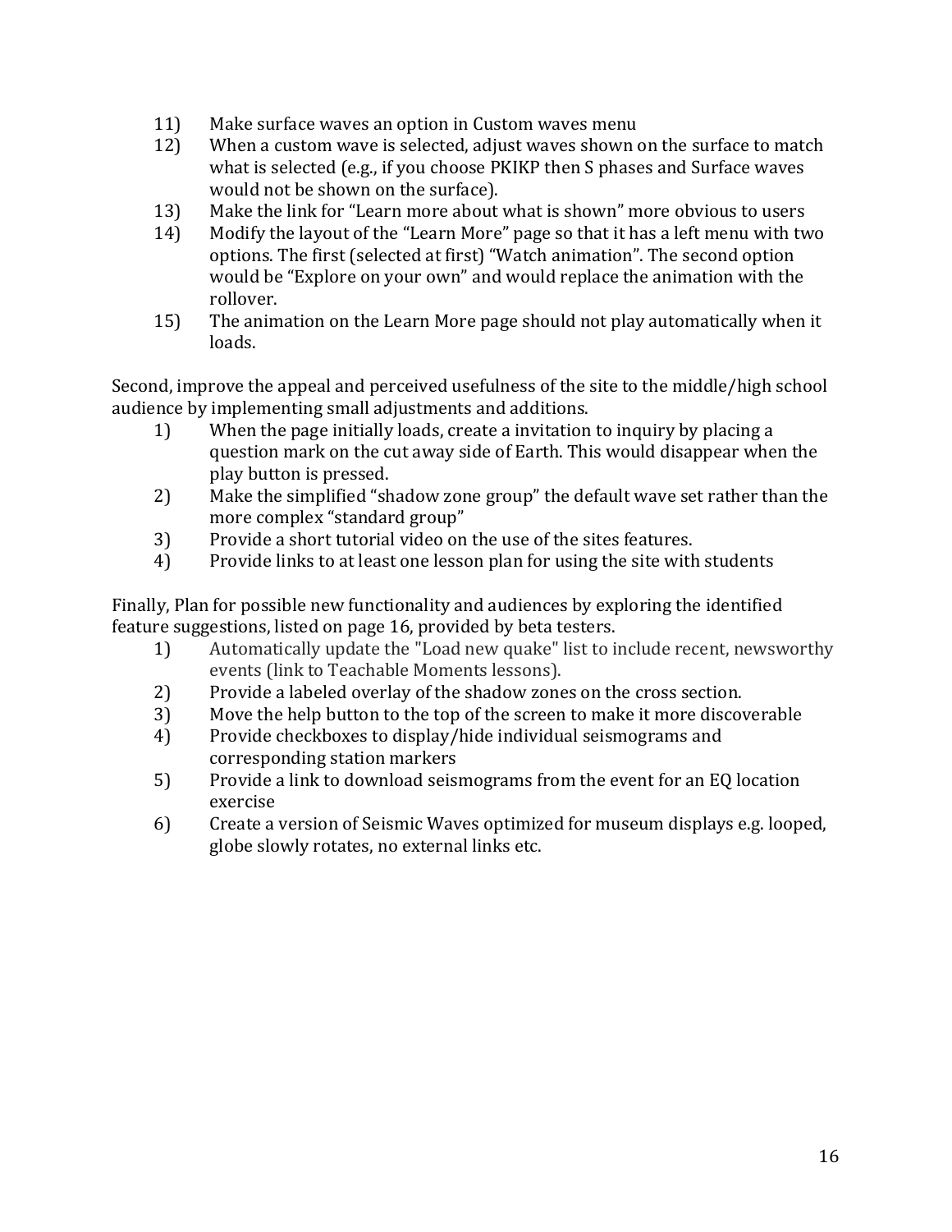11) Make surface waves an option in Custom waves menu
12) When a custom wave is selected, adjust waves shown on the surface to match what is selected (e.g., if you choose PKIKP then S phases and Surface waves would not be shown on the surface).
13) Make the link for "Learn more about what is shown" more obvious to users
14) Modify the layout of the "Learn More" page so that it has a left menu with two options. The first (selected at first) "Watch animation". The second option would be "Explore on your own" and would replace the animation with the rollover.
15) The animation on the Learn More page should not play automatically when it loads.

Second, improve the appeal and perceived usefulness of the site to the middle/high school audience by implementing small adjustments and additions.

1) When the page initially loads, create a invitation to inquiry by placing a question mark on the cut away side of Earth. This would disappear when the play button is pressed.
2) Make the simplified "shadow zone group" the default wave set rather than the more complex "standard group"
3) Provide a short tutorial video on the use of the sites features.
4) Provide links to at least one lesson plan for using the site with students

Finally, Plan for possible new functionality and audiences by exploring the identified feature suggestions, listed on page 16, provided by beta testers.

1) Automatically update the "Load new quake" list to include recent, newsworthy events (link to Teachable Moments lessons).
2) Provide a labeled overlay of the shadow zones on the cross section.
3) Move the help button to the top of the screen to make it more discoverable
4) Provide checkboxes to display/hide individual seismograms and corresponding station markers
5) Provide a link to download seismograms from the event for an EQ location exercise
6) Create a version of Seismic Waves optimized for museum displays e.g. looped, globe slowly rotates, no external links etc.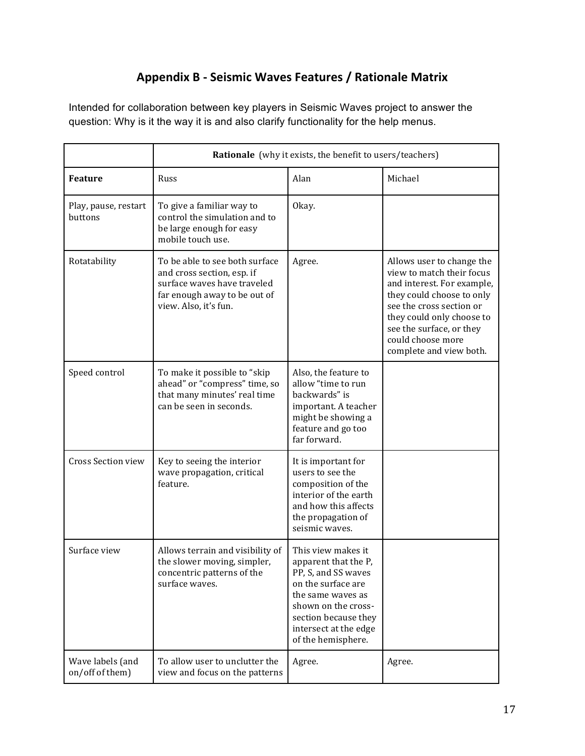## Appendix B - Seismic Waves Features / Rationale Matrix

Intended for collaboration between key players in Seismic Waves project to answer the question: Why is it the way it is and also clarify functionality for the help menus.

| | **Rationale** (why it exists, the benefit to users/teachers) | | |
|---|---|---|---|
| **Feature** | Russ | Alan | Michael |
| Play, pause, restart buttons | To give a familiar way to control the simulation and to be large enough for easy mobile touch use. | Okay. | |
| Rotatability | To be able to see both surface and cross section, esp. if surface waves have traveled far enough away to be out of view. Also, it's fun. | Agree. | Allows user to change the view to match their focus and interest. For example, they could choose to only see the cross section or they could only choose to see the surface, or they could choose more complete and view both. |
| Speed control | To make it possible to "skip ahead" or "compress" time, so that many minutes' real time can be seen in seconds. | Also, the feature to allow "time to run backwards" is important. A teacher might be showing a feature and go too far forward. | |
| Cross Section view | Key to seeing the interior wave propagation, critical feature. | It is important for users to see the composition of the interior of the earth and how this affects the propagation of seismic waves. | |
| Surface view | Allows terrain and visibility of the slower moving, simpler, concentric patterns of the surface waves. | This view makes it apparent that the P, PP, S, and SS waves on the surface are the same waves as shown on the cross-section because they intersect at the edge of the hemisphere. | |
| Wave labels (and on/off of them) | To allow user to unclutter the view and focus on the patterns | Agree. | Agree. |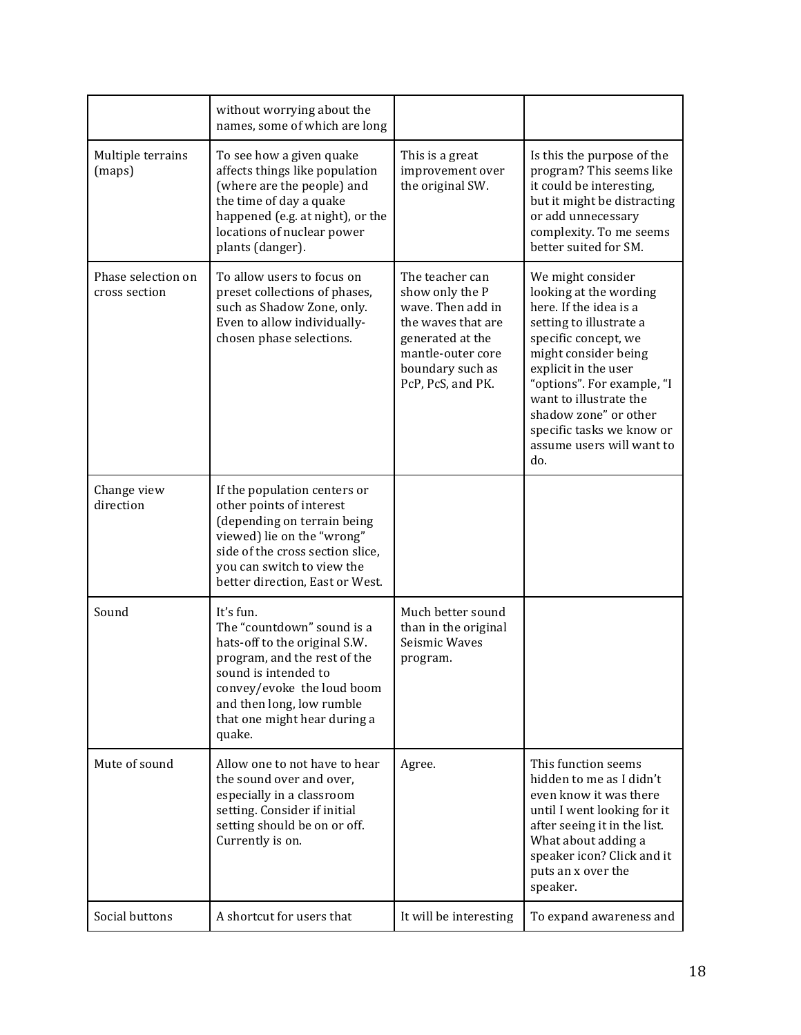| | | | |
|---|---|---|---|
| | without worrying about the names, some of which are long | | |
| Multiple terrains (maps) | To see how a given quake affects things like population (where are the people) and the time of day a quake happened (e.g. at night), or the locations of nuclear power plants (danger). | This is a great improvement over the original SW. | Is this the purpose of the program? This seems like it could be interesting, but it might be distracting or add unnecessary complexity. To me seems better suited for SM. |
| Phase selection on cross section | To allow users to focus on preset collections of phases, such as Shadow Zone, only. Even to allow individually-chosen phase selections. | The teacher can show only the P wave. Then add in the waves that are generated at the mantle-outer core boundary such as PcP, PcS, and PK. | We might consider looking at the wording here. If the idea is a setting to illustrate a specific concept, we might consider being explicit in the user "options". For example, "I want to illustrate the shadow zone" or other specific tasks we know or assume users will want to do. |
| Change view direction | If the population centers or other points of interest (depending on terrain being viewed) lie on the "wrong" side of the cross section slice, you can switch to view the better direction, East or West. | | |
| Sound | It's fun.<br>The "countdown" sound is a hats-off to the original S.W. program, and the rest of the sound is intended to convey/evoke the loud boom and then long, low rumble that one might hear during a quake. | Much better sound than in the original Seismic Waves program. | |
| Mute of sound | Allow one to not have to hear the sound over and over, especially in a classroom setting. Consider if initial setting should be on or off. Currently is on. | Agree. | This function seems hidden to me as I didn't even know it was there until I went looking for it after seeing it in the list. What about adding a speaker icon? Click and it puts an x over the speaker. |
| Social buttons | A shortcut for users that | It will be interesting | To expand awareness and |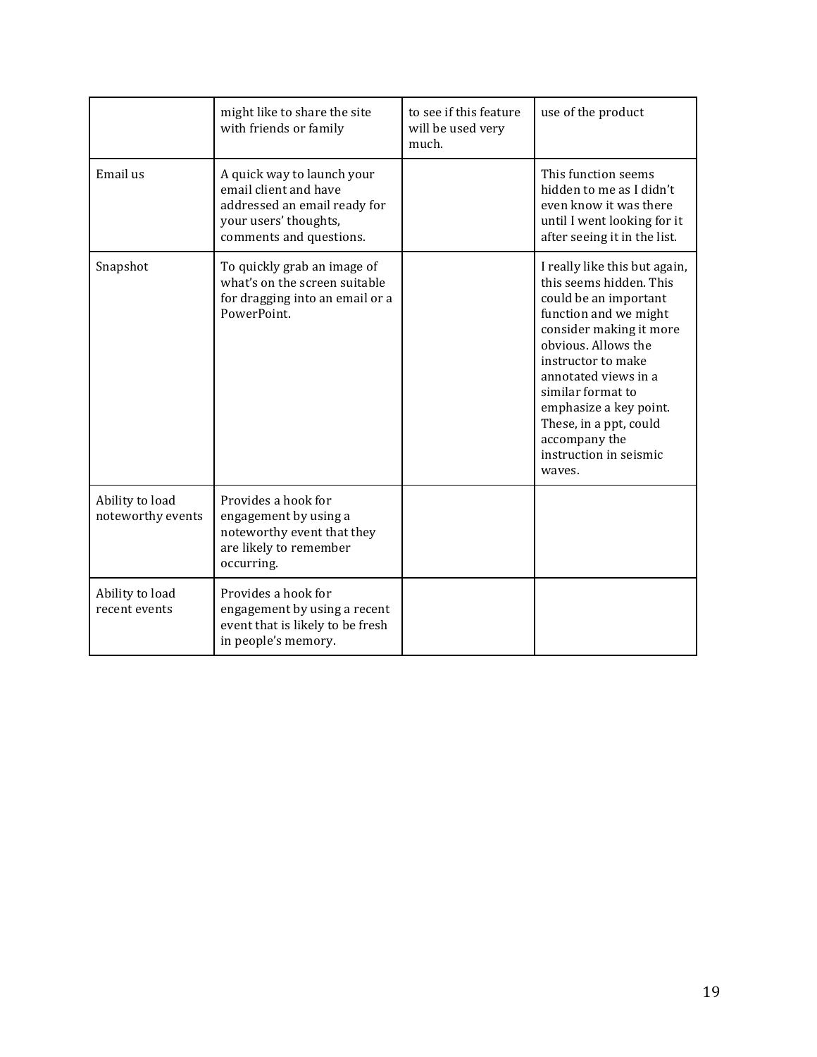| | | | |
|---|---|---|---|
| | might like to share the site with friends or family | to see if this feature will be used very much. | use of the product |
| Email us | A quick way to launch your email client and have addressed an email ready for your users' thoughts, comments and questions. | | This function seems hidden to me as I didn't even know it was there until I went looking for it after seeing it in the list. |
| Snapshot | To quickly grab an image of what's on the screen suitable for dragging into an email or a PowerPoint. | | I really like this but again, this seems hidden. This could be an important function and we might consider making it more obvious. Allows the instructor to make annotated views in a similar format to emphasize a key point. These, in a ppt, could accompany the instruction in seismic waves. |
| Ability to load noteworthy events | Provides a hook for engagement by using a noteworthy event that they are likely to remember occurring. | | |
| Ability to load recent events | Provides a hook for engagement by using a recent event that is likely to be fresh in people's memory. | | |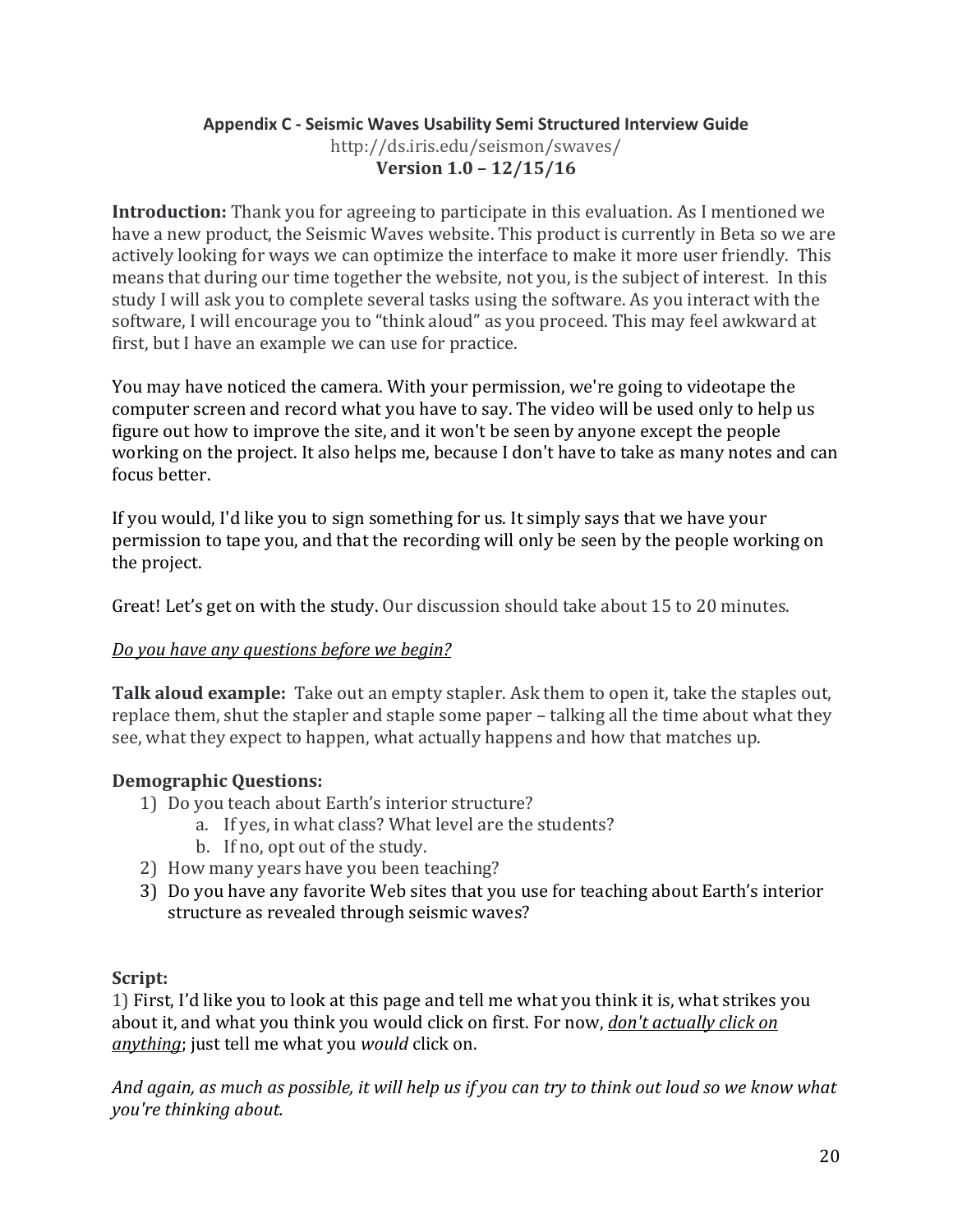**Appendix C - Seismic Waves Usability Semi Structured Interview Guide**
http://ds.iris.edu/seismon/swaves/
**Version 1.0 – 12/15/16**

**Introduction:** Thank you for agreeing to participate in this evaluation. As I mentioned we have a new product, the Seismic Waves website. This product is currently in Beta so we are actively looking for ways we can optimize the interface to make it more user friendly. This means that during our time together the website, not you, is the subject of interest. In this study I will ask you to complete several tasks using the software. As you interact with the software, I will encourage you to "think aloud" as you proceed. This may feel awkward at first, but I have an example we can use for practice.

You may have noticed the camera. With your permission, we're going to videotape the computer screen and record what you have to say. The video will be used only to help us figure out how to improve the site, and it won't be seen by anyone except the people working on the project. It also helps me, because I don't have to take as many notes and can focus better.

If you would, I'd like you to sign something for us. It simply says that we have your permission to tape you, and that the recording will only be seen by the people working on the project.

Great! Let's get on with the study. Our discussion should take about 15 to 20 minutes.

*Do you have any questions before we begin?*

**Talk aloud example:** Take out an empty stapler. Ask them to open it, take the staples out, replace them, shut the stapler and staple some paper – talking all the time about what they see, what they expect to happen, what actually happens and how that matches up.

**Demographic Questions:**

1) Do you teach about Earth's interior structure?
   a. If yes, in what class? What level are the students?
   b. If no, opt out of the study.
2) How many years have you been teaching?
3) Do you have any favorite Web sites that you use for teaching about Earth's interior structure as revealed through seismic waves?

**Script:**

1) First, I'd like you to look at this page and tell me what you think it is, what strikes you about it, and what you think you would click on first. For now, ***don't actually click on anything***; just tell me what you *would* click on.

*And again, as much as possible, it will help us if you can try to think out loud so we know what you're thinking about.*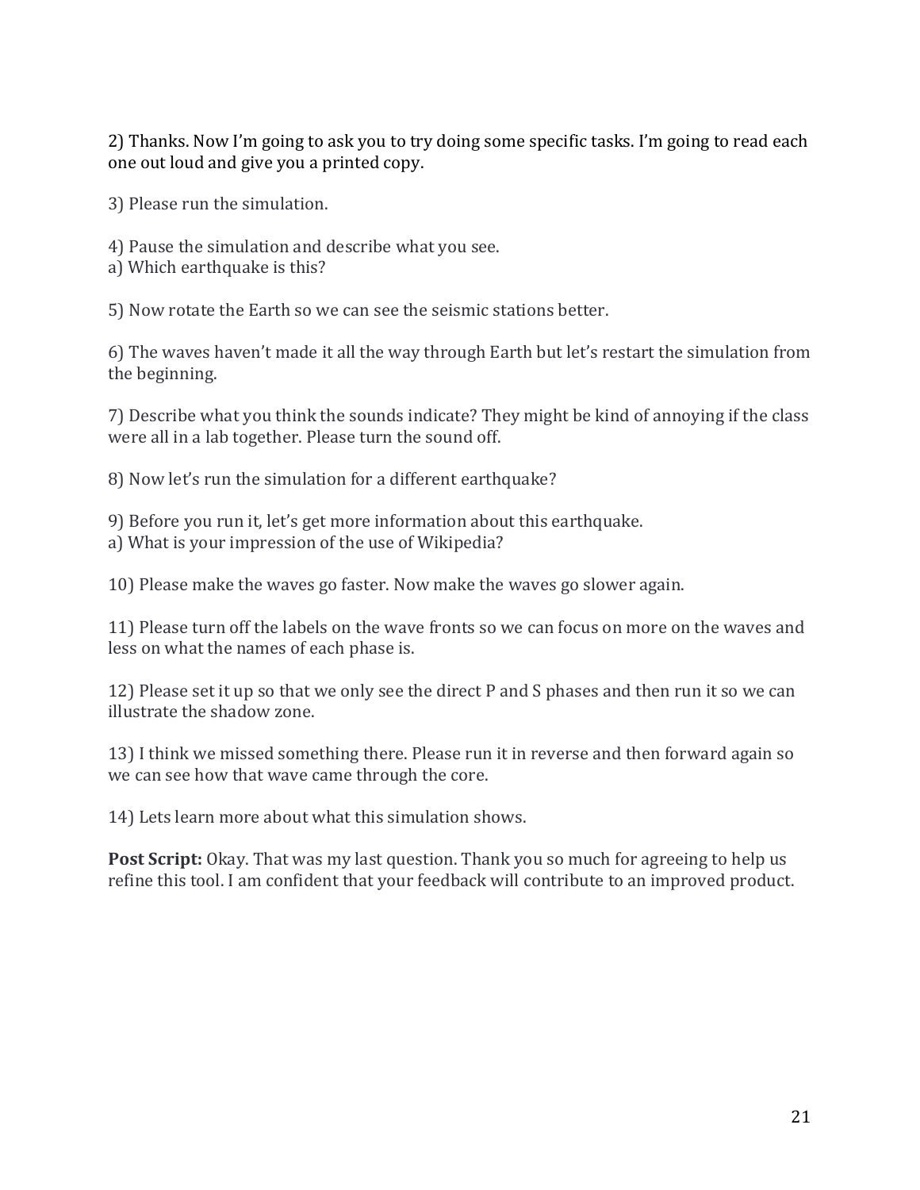2) Thanks. Now I'm going to ask you to try doing some specific tasks. I'm going to read each one out loud and give you a printed copy.

3) Please run the simulation.

4) Pause the simulation and describe what you see.
a) Which earthquake is this?

5) Now rotate the Earth so we can see the seismic stations better.

6) The waves haven't made it all the way through Earth but let's restart the simulation from the beginning.

7) Describe what you think the sounds indicate? They might be kind of annoying if the class were all in a lab together. Please turn the sound off.

8) Now let's run the simulation for a different earthquake?

9) Before you run it, let's get more information about this earthquake.
a) What is your impression of the use of Wikipedia?

10) Please make the waves go faster. Now make the waves go slower again.

11) Please turn off the labels on the wave fronts so we can focus on more on the waves and less on what the names of each phase is.

12) Please set it up so that we only see the direct P and S phases and then run it so we can illustrate the shadow zone.

13) I think we missed something there. Please run it in reverse and then forward again so we can see how that wave came through the core.

14) Lets learn more about what this simulation shows.

**Post Script:** Okay. That was my last question. Thank you so much for agreeing to help us refine this tool. I am confident that your feedback will contribute to an improved product.